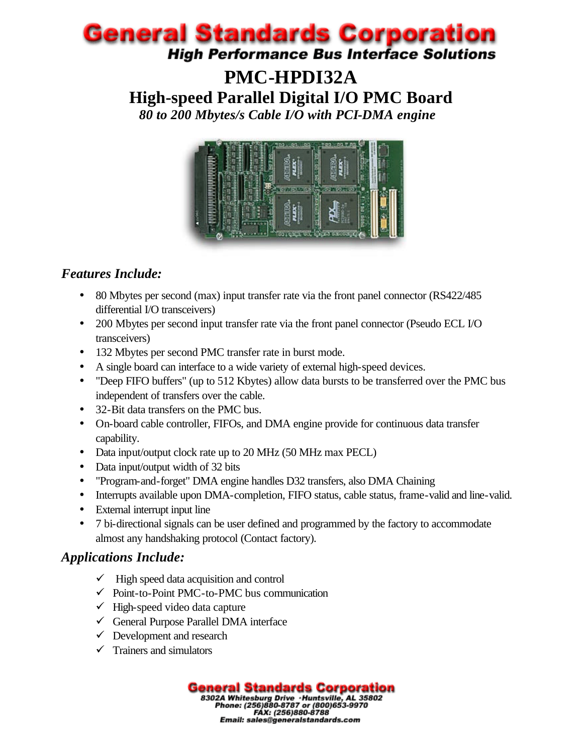# General Standards Corporation

**High Performance Bus Interface Solutions**

# PMC-HPDI32A

## High-speed Parallel Digital I/O PMC Board

***80 to 200 Mbytes/s Cable I/O with PCI-DMA engine***

### *Features Include:*

- 80 Mbytes per second (max) input transfer rate via the front panel connector (RS422/485 differential I/O transceivers)
- 200 Mbytes per second input transfer rate via the front panel connector (Pseudo ECL I/O transceivers)
- 132 Mbytes per second PMC transfer rate in burst mode.
- A single board can interface to a wide variety of external high-speed devices.
- "Deep FIFO buffers" (up to 512 Kbytes) allow data bursts to be transferred over the PMC bus independent of transfers over the cable.
- 32-Bit data transfers on the PMC bus.
- On-board cable controller, FIFOs, and DMA engine provide for continuous data transfer capability.
- Data input/output clock rate up to 20 MHz (50 MHz max PECL)
- Data input/output width of 32 bits
- "Program-and-forget" DMA engine handles D32 transfers, also DMA Chaining
- Interrupts available upon DMA-completion, FIFO status, cable status, frame-valid and line-valid.
- External interrupt input line
- 7 bi-directional signals can be user defined and programmed by the factory to accommodate almost any handshaking protocol (Contact factory).

### *Applications Include:*

- ✓ High speed data acquisition and control
- ✓ Point-to-Point PMC-to-PMC bus communication
- ✓ High-speed video data capture
- ✓ General Purpose Parallel DMA interface
- ✓ Development and research
- ✓ Trainers and simulators

**General Standards Corporation**
8302A Whitesburg Drive ·Huntsville, AL 35802
Phone: (256)880-8787 or (800)653-9970
FAX: (256)880-8788
Email: sales@generalstandards.com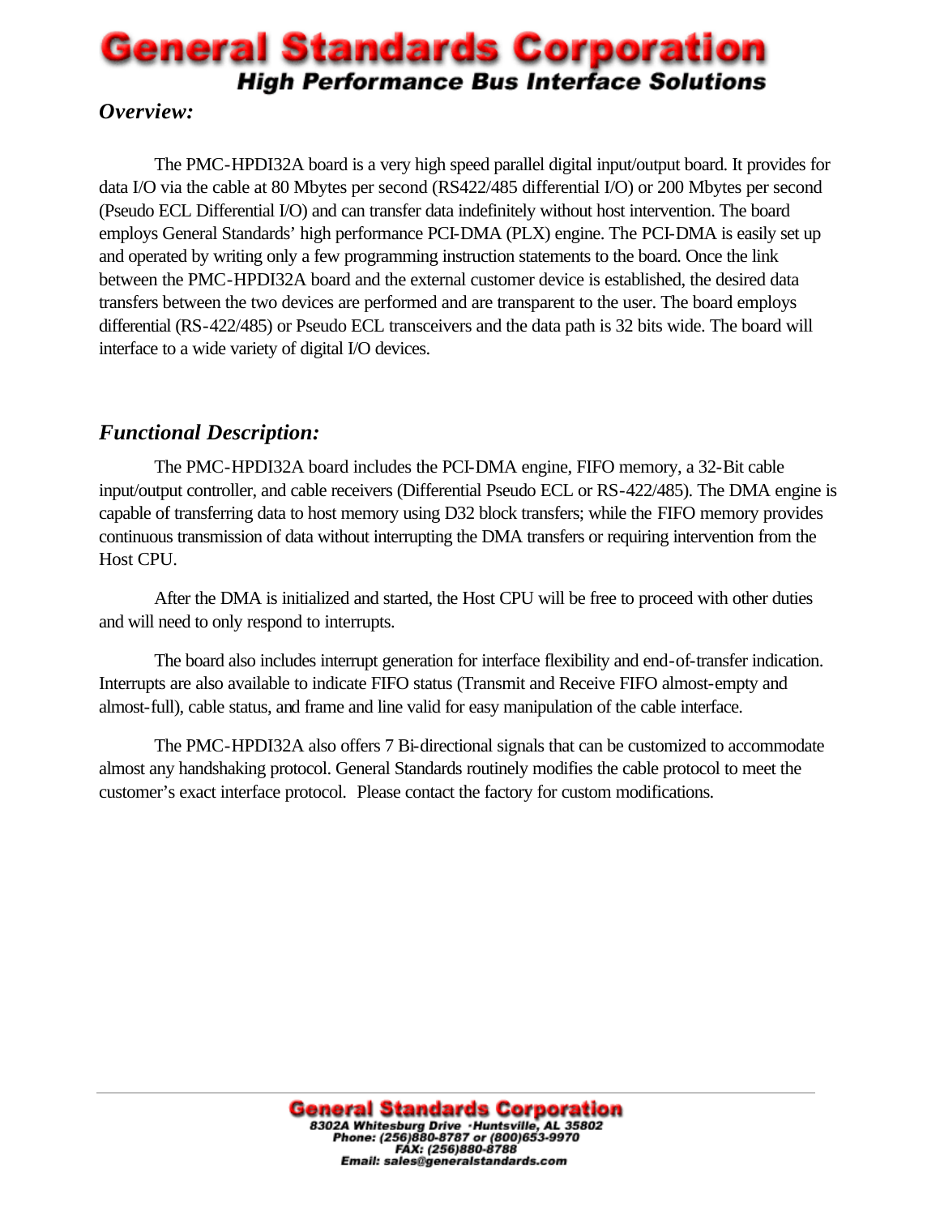## *Overview:*

The PMC-HPDI32A board is a very high speed parallel digital input/output board. It provides for data I/O via the cable at 80 Mbytes per second (RS422/485 differential I/O) or 200 Mbytes per second (Pseudo ECL Differential I/O) and can transfer data indefinitely without host intervention. The board employs General Standards' high performance PCI-DMA (PLX) engine. The PCI-DMA is easily set up and operated by writing only a few programming instruction statements to the board. Once the link between the PMC-HPDI32A board and the external customer device is established, the desired data transfers between the two devices are performed and are transparent to the user. The board employs differential (RS-422/485) or Pseudo ECL transceivers and the data path is 32 bits wide. The board will interface to a wide variety of digital I/O devices.

## *Functional Description:*

The PMC-HPDI32A board includes the PCI-DMA engine, FIFO memory, a 32-Bit cable input/output controller, and cable receivers (Differential Pseudo ECL or RS-422/485). The DMA engine is capable of transferring data to host memory using D32 block transfers; while the FIFO memory provides continuous transmission of data without interrupting the DMA transfers or requiring intervention from the Host CPU.

After the DMA is initialized and started, the Host CPU will be free to proceed with other duties and will need to only respond to interrupts.

The board also includes interrupt generation for interface flexibility and end-of-transfer indication. Interrupts are also available to indicate FIFO status (Transmit and Receive FIFO almost-empty and almost-full), cable status, and frame and line valid for easy manipulation of the cable interface.

The PMC-HPDI32A also offers 7 Bi-directional signals that can be customized to accommodate almost any handshaking protocol. General Standards routinely modifies the cable protocol to meet the customer's exact interface protocol. Please contact the factory for custom modifications.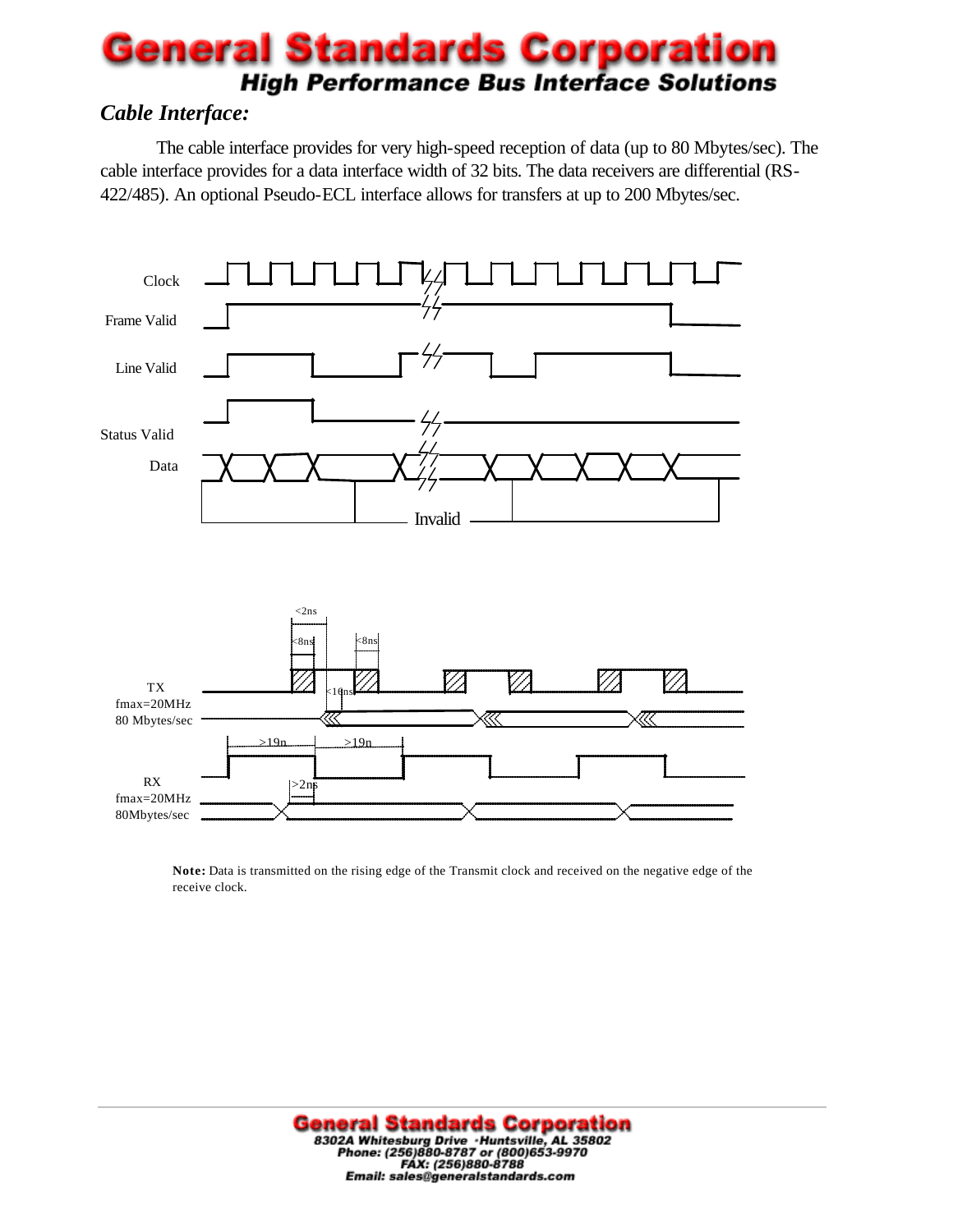## *Cable Interface:*

The cable interface provides for very high-speed reception of data (up to 80 Mbytes/sec). The cable interface provides for a data interface width of 32 bits. The data receivers are differential (RS-422/485). An optional Pseudo-ECL interface allows for transfers at up to 200 Mbytes/sec.

Clock

Frame Valid

Line Valid

Status Valid

Data

Invalid

<2ns

<8ns

<8ns

TX
fmax=20MHz
80 Mbytes/sec

<10ns

>19n

>19n

RX
fmax=20MHz
80Mbytes/sec

>2ns

**Note:** Data is transmitted on the rising edge of the Transmit clock and received on the negative edge of the receive clock.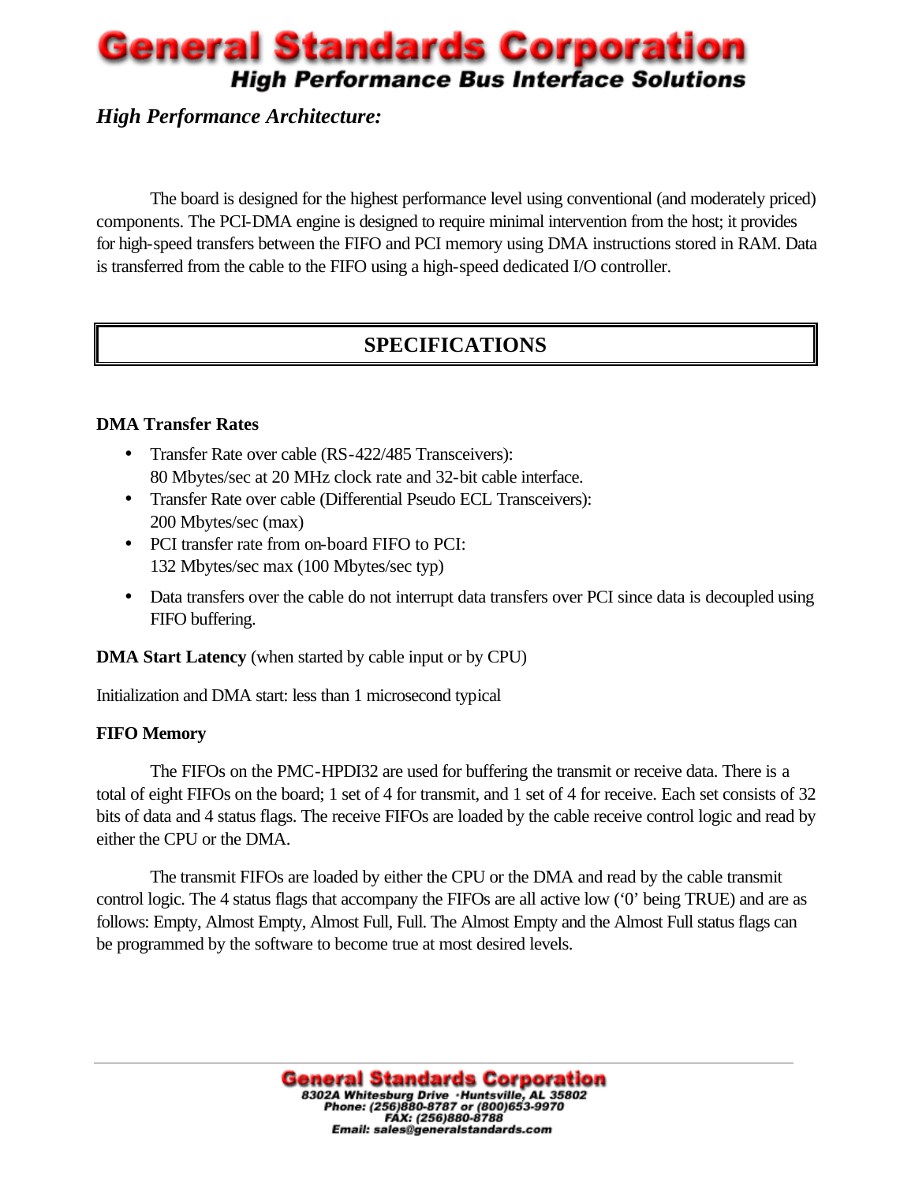*High Performance Architecture:*

The board is designed for the highest performance level using conventional (and moderately priced) components. The PCI-DMA engine is designed to require minimal intervention from the host; it provides for high-speed transfers between the FIFO and PCI memory using DMA instructions stored in RAM. Data is transferred from the cable to the FIFO using a high-speed dedicated I/O controller.

## SPECIFICATIONS

**DMA Transfer Rates**

- Transfer Rate over cable (RS-422/485 Transceivers):
  80 Mbytes/sec at 20 MHz clock rate and 32-bit cable interface.
- Transfer Rate over cable (Differential Pseudo ECL Transceivers):
  200 Mbytes/sec (max)
- PCI transfer rate from on-board FIFO to PCI:
  132 Mbytes/sec max (100 Mbytes/sec typ)
- Data transfers over the cable do not interrupt data transfers over PCI since data is decoupled using FIFO buffering.

**DMA Start Latency** (when started by cable input or by CPU)

Initialization and DMA start: less than 1 microsecond typical

**FIFO Memory**

The FIFOs on the PMC-HPDI32 are used for buffering the transmit or receive data. There is a total of eight FIFOs on the board; 1 set of 4 for transmit, and 1 set of 4 for receive. Each set consists of 32 bits of data and 4 status flags. The receive FIFOs are loaded by the cable receive control logic and read by either the CPU or the DMA.

The transmit FIFOs are loaded by either the CPU or the DMA and read by the cable transmit control logic. The 4 status flags that accompany the FIFOs are all active low ('0' being TRUE) and are as follows: Empty, Almost Empty, Almost Full, Full. The Almost Empty and the Almost Full status flags can be programmed by the software to become true at most desired levels.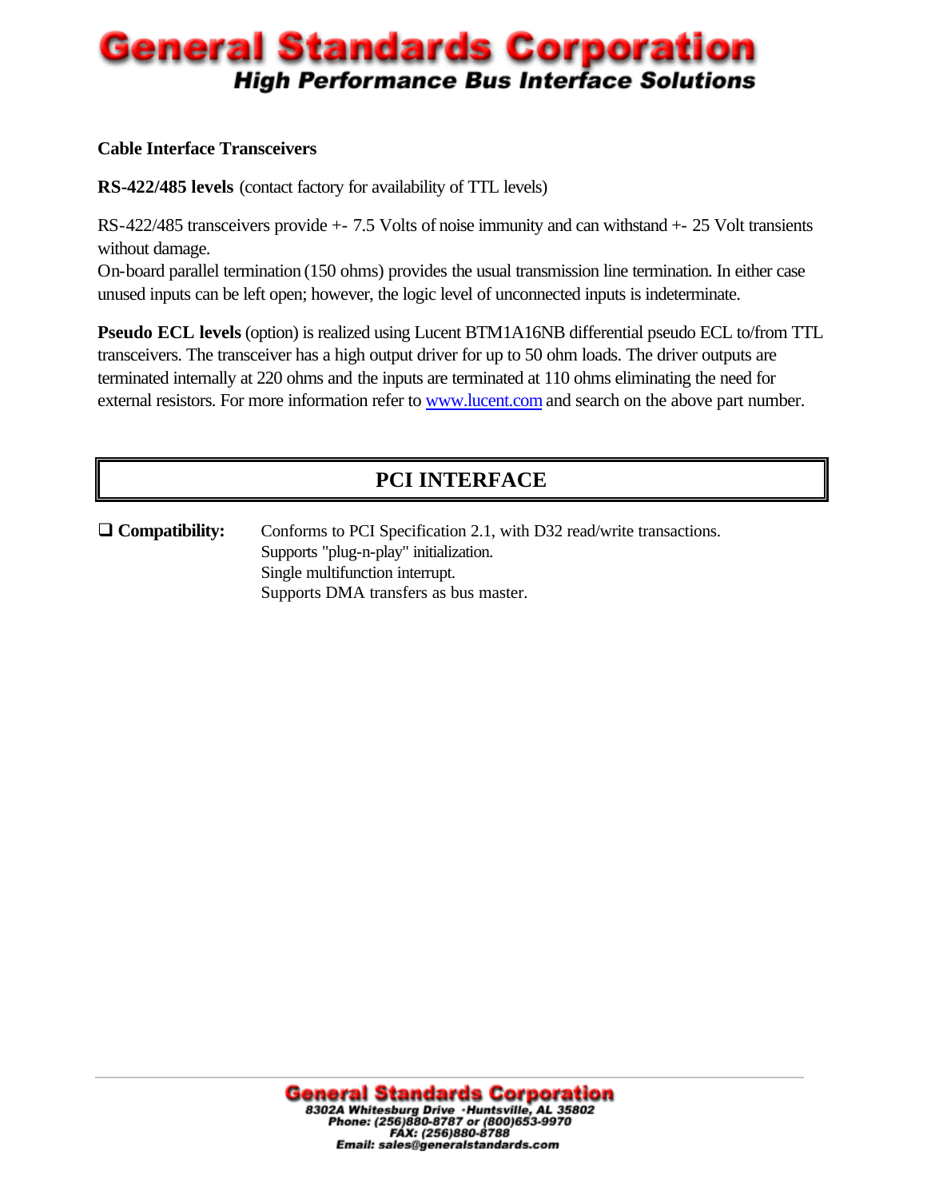**Cable Interface Transceivers**

**RS-422/485 levels** (contact factory for availability of TTL levels)

RS-422/485 transceivers provide +- 7.5 Volts of noise immunity and can withstand +- 25 Volt transients without damage.
On-board parallel termination (150 ohms) provides the usual transmission line termination. In either case unused inputs can be left open; however, the logic level of unconnected inputs is indeterminate.

**Pseudo ECL levels** (option) is realized using Lucent BTM1A16NB differential pseudo ECL to/from TTL transceivers. The transceiver has a high output driver for up to 50 ohm loads. The driver outputs are terminated internally at 220 ohms and the inputs are terminated at 110 ohms eliminating the need for external resistors. For more information refer to [www.lucent.com](http://www.lucent.com) and search on the above part number.

## PCI INTERFACE

- **Compatibility:** Conforms to PCI Specification 2.1, with D32 read/write transactions.
  Supports "plug-n-play" initialization.
  Single multifunction interrupt.
  Supports DMA transfers as bus master.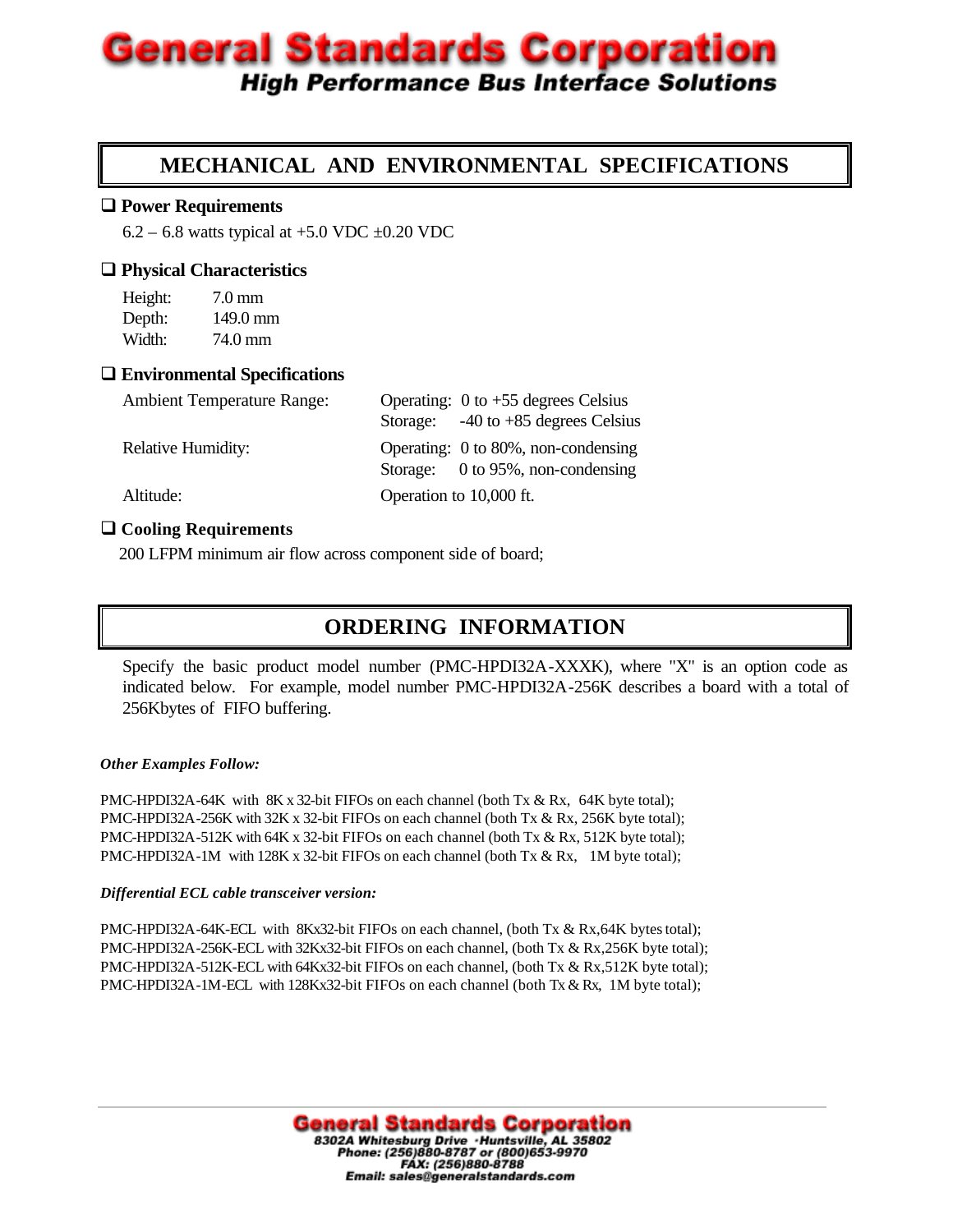## MECHANICAL AND ENVIRONMENTAL SPECIFICATIONS

### ❑ Power Requirements

6.2 – 6.8 watts typical at +5.0 VDC ±0.20 VDC

### ❑ Physical Characteristics

| | |
|---|---|
| Height: | 7.0 mm |
| Depth: | 149.0 mm |
| Width: | 74.0 mm |

### ❑ Environmental Specifications

| | |
|---|---|
| Ambient Temperature Range: | Operating: 0 to +55 degrees Celsius<br>Storage: -40 to +85 degrees Celsius |
| Relative Humidity: | Operating: 0 to 80%, non-condensing<br>Storage: 0 to 95%, non-condensing |
| Altitude: | Operation to 10,000 ft. |

### ❑ Cooling Requirements

200 LFPM minimum air flow across component side of board;

## ORDERING INFORMATION

Specify the basic product model number (PMC-HPDI32A-XXXK), where "X" is an option code as indicated below. For example, model number PMC-HPDI32A-256K describes a board with a total of 256Kbytes of FIFO buffering.

***Other Examples Follow:***

PMC-HPDI32A-64K with 8K x 32-bit FIFOs on each channel (both Tx & Rx, 64K byte total);
PMC-HPDI32A-256K with 32K x 32-bit FIFOs on each channel (both Tx & Rx, 256K byte total);
PMC-HPDI32A-512K with 64K x 32-bit FIFOs on each channel (both Tx & Rx, 512K byte total);
PMC-HPDI32A-1M with 128K x 32-bit FIFOs on each channel (both Tx & Rx, 1M byte total);

***Differential ECL cable transceiver version:***

PMC-HPDI32A-64K-ECL with 8Kx32-bit FIFOs on each channel, (both Tx & Rx,64K bytes total);
PMC-HPDI32A-256K-ECL with 32Kx32-bit FIFOs on each channel, (both Tx & Rx,256K byte total);
PMC-HPDI32A-512K-ECL with 64Kx32-bit FIFOs on each channel, (both Tx & Rx,512K byte total);
PMC-HPDI32A-1M-ECL with 128Kx32-bit FIFOs on each channel (both Tx & Rx, 1M byte total);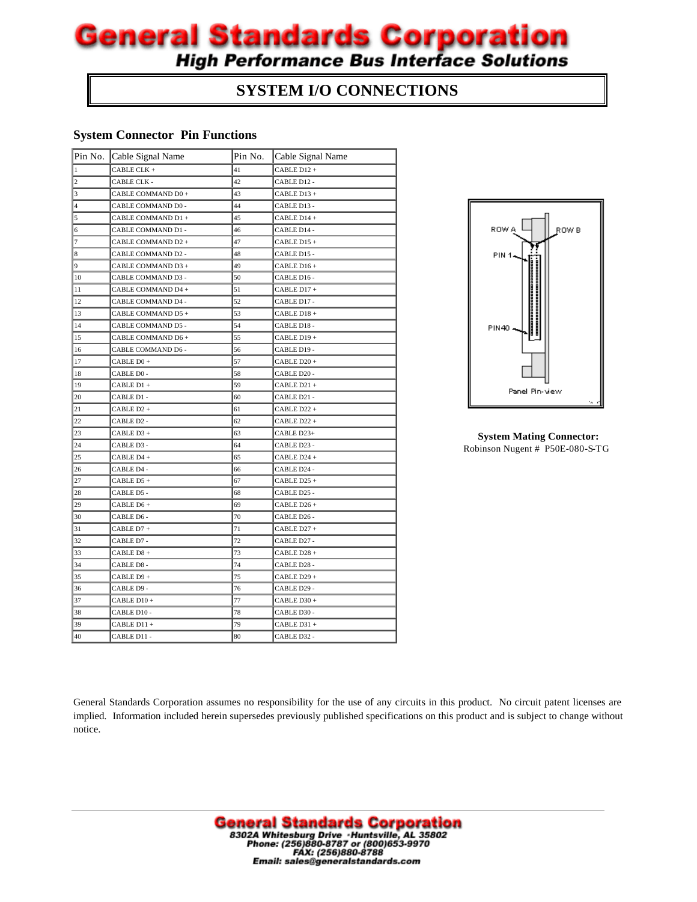# SYSTEM I/O CONNECTIONS

## System Connector Pin Functions

| Pin No. | Cable Signal Name | Pin No. | Cable Signal Name |
|---|---|---|---|
| 1 | CABLE CLK + | 41 | CABLE D12 + |
| 2 | CABLE CLK - | 42 | CABLE D12 - |
| 3 | CABLE COMMAND D0 + | 43 | CABLE D13 + |
| 4 | CABLE COMMAND D0 - | 44 | CABLE D13 - |
| 5 | CABLE COMMAND D1 + | 45 | CABLE D14 + |
| 6 | CABLE COMMAND D1 - | 46 | CABLE D14 - |
| 7 | CABLE COMMAND D2 + | 47 | CABLE D15 + |
| 8 | CABLE COMMAND D2 - | 48 | CABLE D15 - |
| 9 | CABLE COMMAND D3 + | 49 | CABLE D16 + |
| 10 | CABLE COMMAND D3 - | 50 | CABLE D16 - |
| 11 | CABLE COMMAND D4 + | 51 | CABLE D17 + |
| 12 | CABLE COMMAND D4 - | 52 | CABLE D17 - |
| 13 | CABLE COMMAND D5 + | 53 | CABLE D18 + |
| 14 | CABLE COMMAND D5 - | 54 | CABLE D18 - |
| 15 | CABLE COMMAND D6 + | 55 | CABLE D19 + |
| 16 | CABLE COMMAND D6 - | 56 | CABLE D19 - |
| 17 | CABLE D0 + | 57 | CABLE D20 + |
| 18 | CABLE D0 - | 58 | CABLE D20 - |
| 19 | CABLE D1 + | 59 | CABLE D21 + |
| 20 | CABLE D1 - | 60 | CABLE D21 - |
| 21 | CABLE D2 + | 61 | CABLE D22 + |
| 22 | CABLE D2 - | 62 | CABLE D22 + |
| 23 | CABLE D3 + | 63 | CABLE D23+ |
| 24 | CABLE D3 - | 64 | CABLE D23 - |
| 25 | CABLE D4 + | 65 | CABLE D24 + |
| 26 | CABLE D4 - | 66 | CABLE D24 - |
| 27 | CABLE D5 + | 67 | CABLE D25 + |
| 28 | CABLE D5 - | 68 | CABLE D25 - |
| 29 | CABLE D6 + | 69 | CABLE D26 + |
| 30 | CABLE D6 - | 70 | CABLE D26 - |
| 31 | CABLE D7 + | 71 | CABLE D27 + |
| 32 | CABLE D7 - | 72 | CABLE D27 - |
| 33 | CABLE D8 + | 73 | CABLE D28 + |
| 34 | CABLE D8 - | 74 | CABLE D28 - |
| 35 | CABLE D9 + | 75 | CABLE D29 + |
| 36 | CABLE D9 - | 76 | CABLE D29 - |
| 37 | CABLE D10 + | 77 | CABLE D30 + |
| 38 | CABLE D10 - | 78 | CABLE D30 - |
| 39 | CABLE D11 + | 79 | CABLE D31 + |
| 40 | CABLE D11 - | 80 | CABLE D32 - |

ROW A
ROW B
PIN 1
PIN40
Panel Pin-view

**System Mating Connector:**
Robinson Nugent # P50E-080-S-TG

General Standards Corporation assumes no responsibility for the use of any circuits in this product. No circuit patent licenses are implied. Information included herein supersedes previously published specifications on this product and is subject to change without notice.